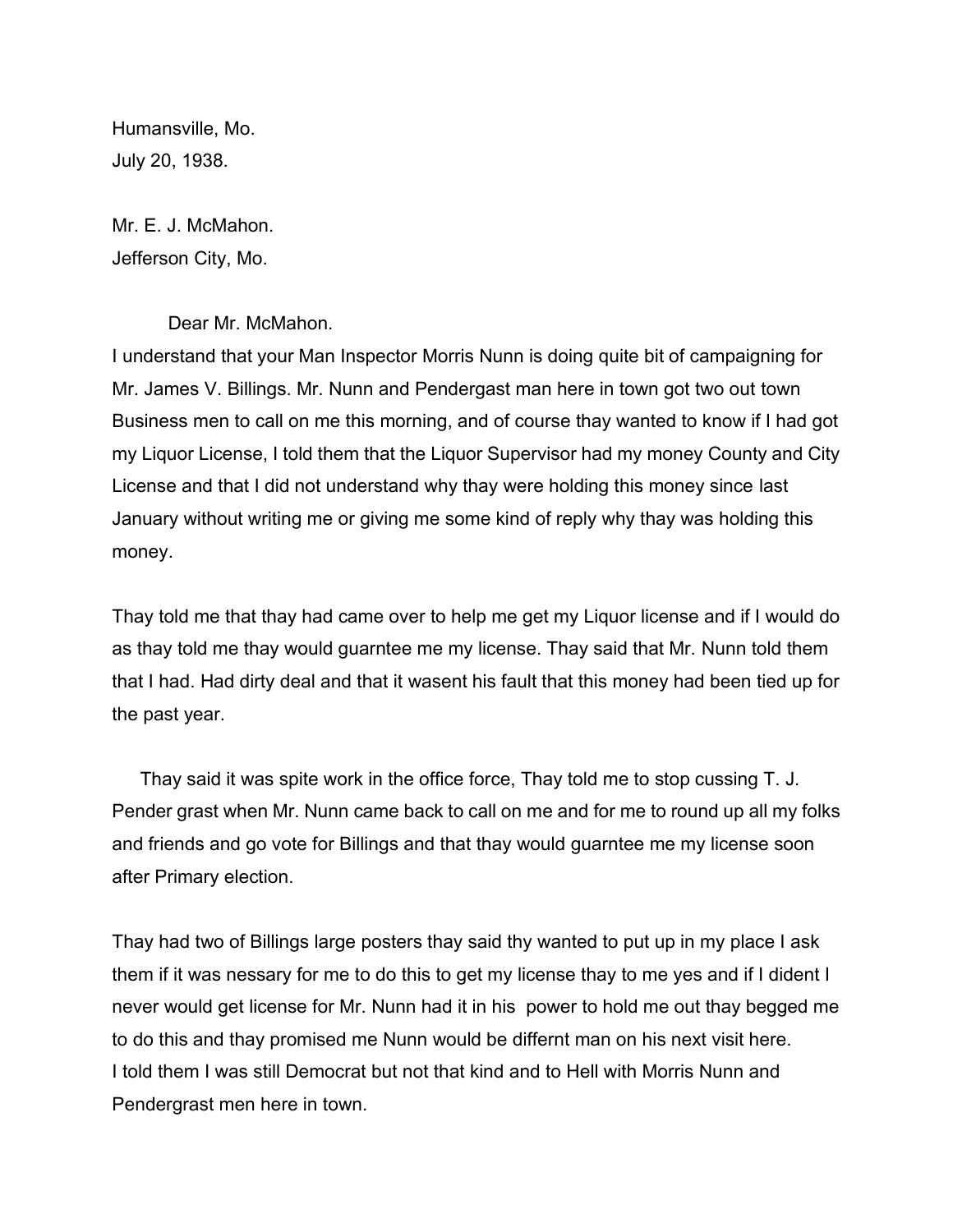Humansville, Mo.
July 20, 1938.

Mr. E. J. McMahon.
Jefferson City, Mo.

Dear Mr. McMahon.

I understand that your Man Inspector Morris Nunn is doing quite bit of campaigning for Mr. James V. Billings. Mr. Nunn and Pendergast man here in town got two out town Business men to call on me this morning, and of course thay wanted to know if I had got my Liquor License, I told them that the Liquor Supervisor had my money County and City License and that I did not understand why thay were holding this money since last January without writing me or giving me some kind of reply why thay was holding this money.

Thay told me that thay had came over to help me get my Liquor license and if I would do as thay told me thay would guarntee me my license. Thay said that Mr. Nunn told them that I had. Had dirty deal and that it wasent his fault that this money had been tied up for the past year.

Thay said it was spite work in the office force, Thay told me to stop cussing T. J. Pender grast when Mr. Nunn came back to call on me and for me to round up all my folks and friends and go vote for Billings and that thay would guarntee me my license soon after Primary election.

Thay had two of Billings large posters thay said thy wanted to put up in my place I ask them if it was nessary for me to do this to get my license thay to me yes and if I dident I never would get license for Mr. Nunn had it in his power to hold me out thay begged me to do this and thay promised me Nunn would be differnt man on his next visit here.
I told them I was still Democrat but not that kind and to Hell with Morris Nunn and Pendergrast men here in town.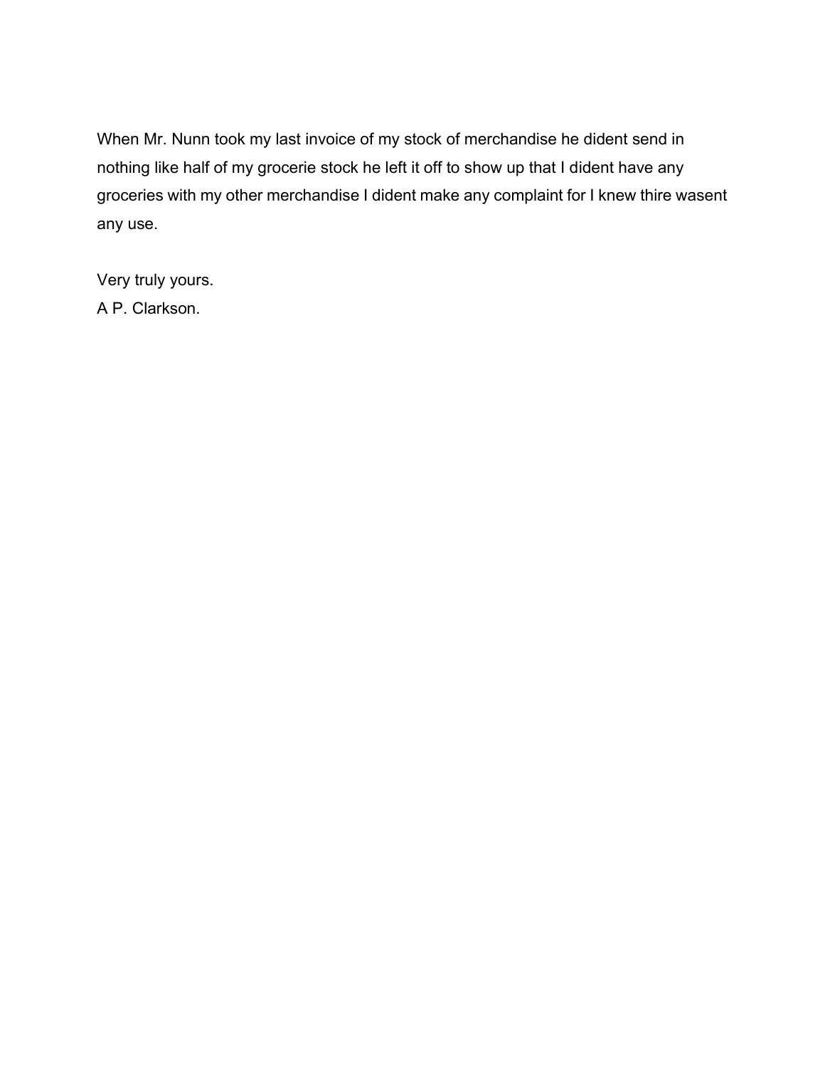When Mr. Nunn took my last invoice of my stock of merchandise he dident send in nothing like half of my grocerie stock he left it off to show up that I dident have any groceries with my other merchandise I dident make any complaint for I knew thire wasent any use.

Very truly yours.
A P. Clarkson.